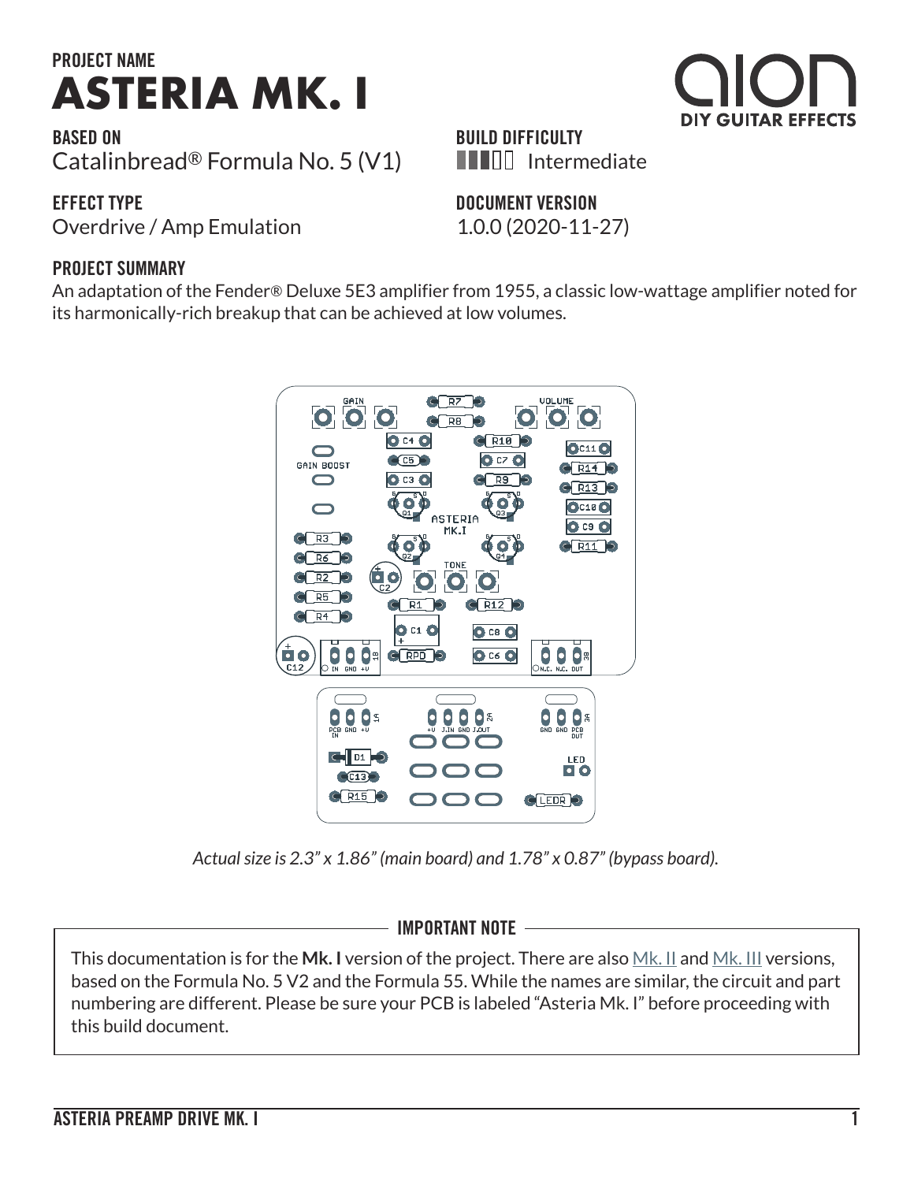## PROJECT NAME

# ASTERIA MK. I

**BASED ON**
Catalinbread® Formula No. 5 (V1)

**BUILD DIFFICULTY**
Intermediate

**EFFECT TYPE**
Overdrive / Amp Emulation

**DOCUMENT VERSION**
1.0.0 (2020-11-27)

**PROJECT SUMMARY**
An adaptation of the Fender® Deluxe 5E3 amplifier from 1955, a classic low-wattage amplifier noted for its harmonically-rich breakup that can be achieved at low volumes.

*Actual size is 2.3" x 1.86" (main board) and 1.78" x 0.87" (bypass board).*

**IMPORTANT NOTE**

This documentation is for the **Mk. I** version of the project. There are also Mk. II and Mk. III versions, based on the Formula No. 5 V2 and the Formula 55. While the names are similar, the circuit and part numbering are different. Please be sure your PCB is labeled "Asteria Mk. I" before proceeding with this build document.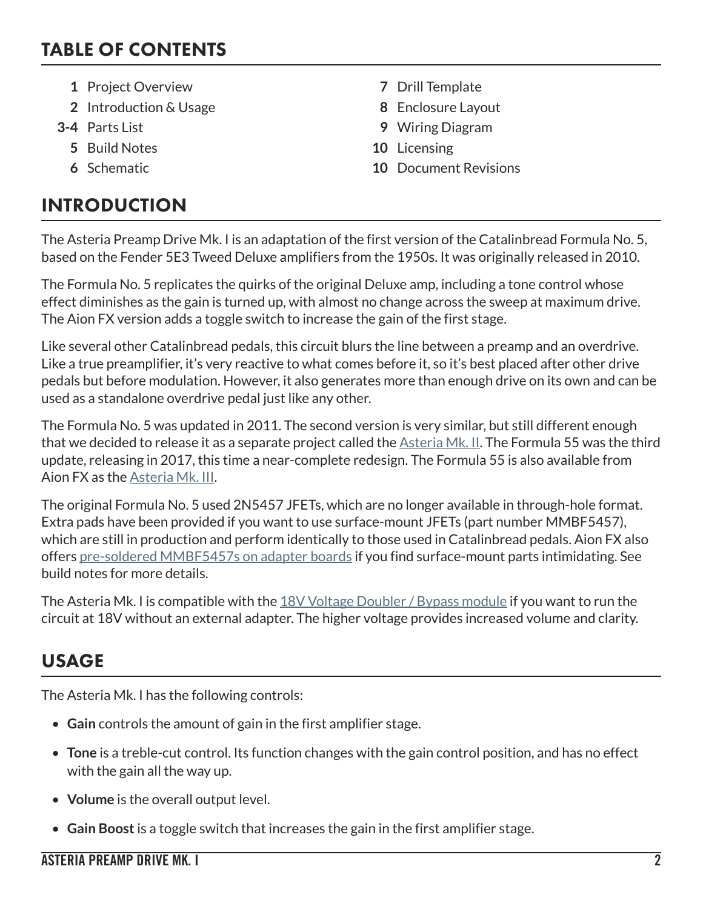## TABLE OF CONTENTS

- **1** Project Overview
- **2** Introduction & Usage
- **3-4** Parts List
- **5** Build Notes
- **6** Schematic
- **7** Drill Template
- **8** Enclosure Layout
- **9** Wiring Diagram
- **10** Licensing
- **10** Document Revisions

## INTRODUCTION

The Asteria Preamp Drive Mk. I is an adaptation of the first version of the Catalinbread Formula No. 5, based on the Fender 5E3 Tweed Deluxe amplifiers from the 1950s. It was originally released in 2010.

The Formula No. 5 replicates the quirks of the original Deluxe amp, including a tone control whose effect diminishes as the gain is turned up, with almost no change across the sweep at maximum drive. The Aion FX version adds a toggle switch to increase the gain of the first stage.

Like several other Catalinbread pedals, this circuit blurs the line between a preamp and an overdrive. Like a true preamplifier, it's very reactive to what comes before it, so it's best placed after other drive pedals but before modulation. However, it also generates more than enough drive on its own and can be used as a standalone overdrive pedal just like any other.

The Formula No. 5 was updated in 2011. The second version is very similar, but still different enough that we decided to release it as a separate project called the Asteria Mk. II. The Formula 55 was the third update, releasing in 2017, this time a near-complete redesign. The Formula 55 is also available from Aion FX as the Asteria Mk. III.

The original Formula No. 5 used 2N5457 JFETs, which are no longer available in through-hole format. Extra pads have been provided if you want to use surface-mount JFETs (part number MMBF5457), which are still in production and perform identically to those used in Catalinbread pedals. Aion FX also offers pre-soldered MMBF5457s on adapter boards if you find surface-mount parts intimidating. See build notes for more details.

The Asteria Mk. I is compatible with the 18V Voltage Doubler / Bypass module if you want to run the circuit at 18V without an external adapter. The higher voltage provides increased volume and clarity.

## USAGE

The Asteria Mk. I has the following controls:

- **Gain** controls the amount of gain in the first amplifier stage.
- **Tone** is a treble-cut control. Its function changes with the gain control position, and has no effect with the gain all the way up.
- **Volume** is the overall output level.
- **Gain Boost** is a toggle switch that increases the gain in the first amplifier stage.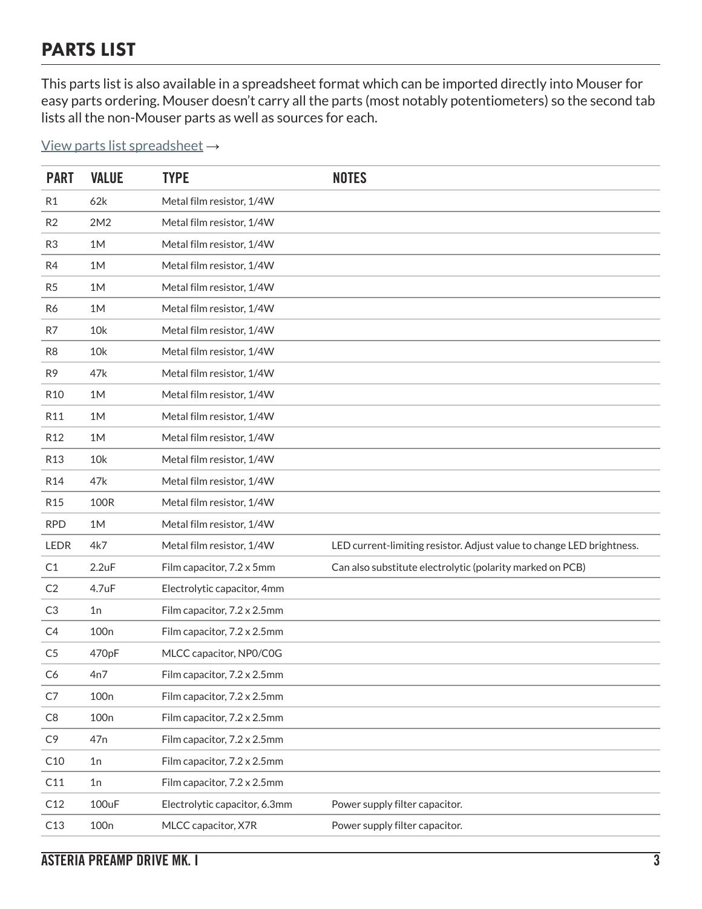## PARTS LIST

This parts list is also available in a spreadsheet format which can be imported directly into Mouser for easy parts ordering. Mouser doesn't carry all the parts (most notably potentiometers) so the second tab lists all the non-Mouser parts as well as sources for each.

View parts list spreadsheet →

| PART | VALUE | TYPE | NOTES |
|---|---|---|---|
| R1 | 62k | Metal film resistor, 1/4W | |
| R2 | 2M2 | Metal film resistor, 1/4W | |
| R3 | 1M | Metal film resistor, 1/4W | |
| R4 | 1M | Metal film resistor, 1/4W | |
| R5 | 1M | Metal film resistor, 1/4W | |
| R6 | 1M | Metal film resistor, 1/4W | |
| R7 | 10k | Metal film resistor, 1/4W | |
| R8 | 10k | Metal film resistor, 1/4W | |
| R9 | 47k | Metal film resistor, 1/4W | |
| R10 | 1M | Metal film resistor, 1/4W | |
| R11 | 1M | Metal film resistor, 1/4W | |
| R12 | 1M | Metal film resistor, 1/4W | |
| R13 | 10k | Metal film resistor, 1/4W | |
| R14 | 47k | Metal film resistor, 1/4W | |
| R15 | 100R | Metal film resistor, 1/4W | |
| RPD | 1M | Metal film resistor, 1/4W | |
| LEDR | 4k7 | Metal film resistor, 1/4W | LED current-limiting resistor. Adjust value to change LED brightness. |
| C1 | 2.2uF | Film capacitor, 7.2 x 5mm | Can also substitute electrolytic (polarity marked on PCB) |
| C2 | 4.7uF | Electrolytic capacitor, 4mm | |
| C3 | 1n | Film capacitor, 7.2 x 2.5mm | |
| C4 | 100n | Film capacitor, 7.2 x 2.5mm | |
| C5 | 470pF | MLCC capacitor, NP0/C0G | |
| C6 | 4n7 | Film capacitor, 7.2 x 2.5mm | |
| C7 | 100n | Film capacitor, 7.2 x 2.5mm | |
| C8 | 100n | Film capacitor, 7.2 x 2.5mm | |
| C9 | 47n | Film capacitor, 7.2 x 2.5mm | |
| C10 | 1n | Film capacitor, 7.2 x 2.5mm | |
| C11 | 1n | Film capacitor, 7.2 x 2.5mm | |
| C12 | 100uF | Electrolytic capacitor, 6.3mm | Power supply filter capacitor. |
| C13 | 100n | MLCC capacitor, X7R | Power supply filter capacitor. |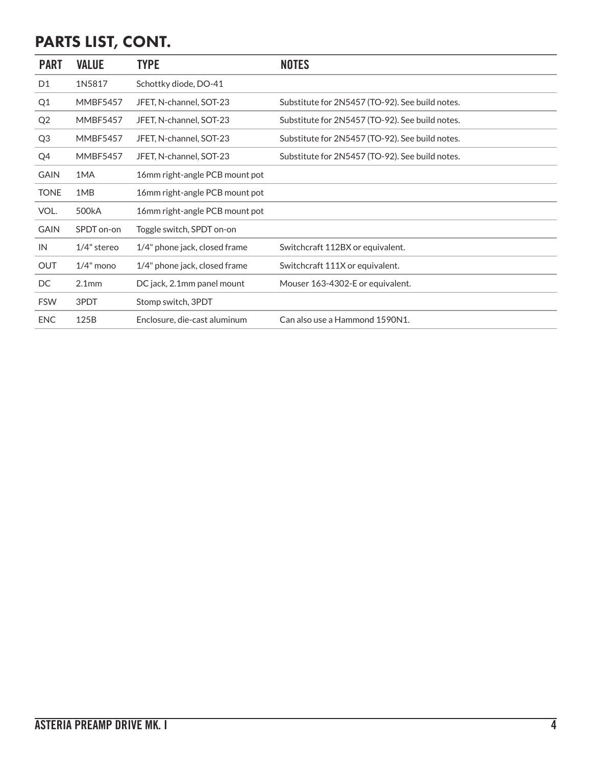# PARTS LIST, CONT.

| PART | VALUE | TYPE | NOTES |
|---|---|---|---|
| D1 | 1N5817 | Schottky diode, DO-41 | |
| Q1 | MMBF5457 | JFET, N-channel, SOT-23 | Substitute for 2N5457 (TO-92). See build notes. |
| Q2 | MMBF5457 | JFET, N-channel, SOT-23 | Substitute for 2N5457 (TO-92). See build notes. |
| Q3 | MMBF5457 | JFET, N-channel, SOT-23 | Substitute for 2N5457 (TO-92). See build notes. |
| Q4 | MMBF5457 | JFET, N-channel, SOT-23 | Substitute for 2N5457 (TO-92). See build notes. |
| GAIN | 1MA | 16mm right-angle PCB mount pot | |
| TONE | 1MB | 16mm right-angle PCB mount pot | |
| VOL. | 500kA | 16mm right-angle PCB mount pot | |
| GAIN | SPDT on-on | Toggle switch, SPDT on-on | |
| IN | 1/4" stereo | 1/4" phone jack, closed frame | Switchcraft 112BX or equivalent. |
| OUT | 1/4" mono | 1/4" phone jack, closed frame | Switchcraft 111X or equivalent. |
| DC | 2.1mm | DC jack, 2.1mm panel mount | Mouser 163-4302-E or equivalent. |
| FSW | 3PDT | Stomp switch, 3PDT | |
| ENC | 125B | Enclosure, die-cast aluminum | Can also use a Hammond 1590N1. |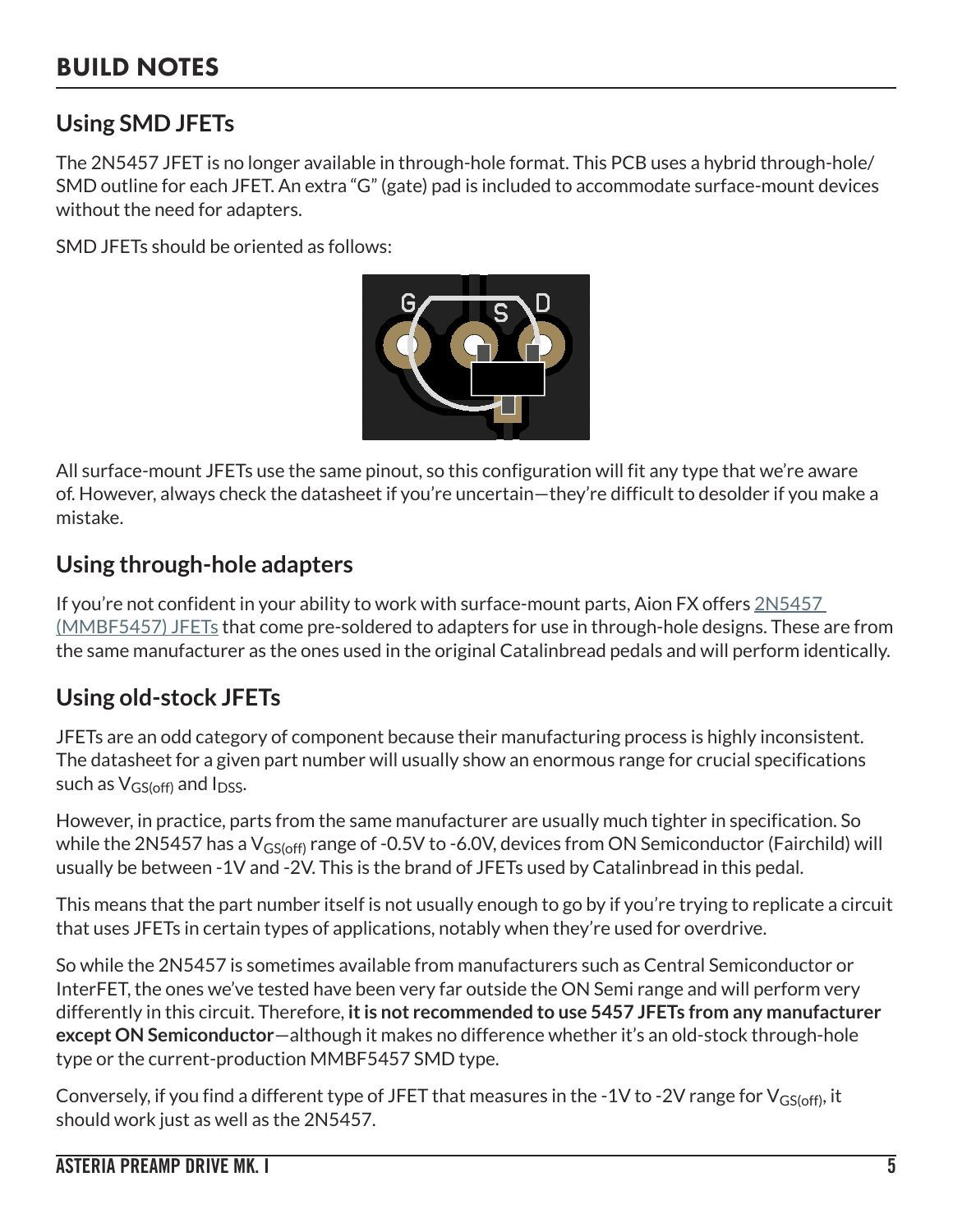# BUILD NOTES

## Using SMD JFETs

The 2N5457 JFET is no longer available in through-hole format. This PCB uses a hybrid through-hole/SMD outline for each JFET. An extra "G" (gate) pad is included to accommodate surface-mount devices without the need for adapters.

SMD JFETs should be oriented as follows:

All surface-mount JFETs use the same pinout, so this configuration will fit any type that we're aware of. However, always check the datasheet if you're uncertain—they're difficult to desolder if you make a mistake.

## Using through-hole adapters

If you're not confident in your ability to work with surface-mount parts, Aion FX offers 2N5457 (MMBF5457) JFETs that come pre-soldered to adapters for use in through-hole designs. These are from the same manufacturer as the ones used in the original Catalinbread pedals and will perform identically.

## Using old-stock JFETs

JFETs are an odd category of component because their manufacturing process is highly inconsistent. The datasheet for a given part number will usually show an enormous range for crucial specifications such as $V_{GS(off)}$ and $I_{DSS}$.

However, in practice, parts from the same manufacturer are usually much tighter in specification. So while the 2N5457 has a $V_{GS(off)}$ range of -0.5V to -6.0V, devices from ON Semiconductor (Fairchild) will usually be between -1V and -2V. This is the brand of JFETs used by Catalinbread in this pedal.

This means that the part number itself is not usually enough to go by if you're trying to replicate a circuit that uses JFETs in certain types of applications, notably when they're used for overdrive.

So while the 2N5457 is sometimes available from manufacturers such as Central Semiconductor or InterFET, the ones we've tested have been very far outside the ON Semi range and will perform very differently in this circuit. Therefore, **it is not recommended to use 5457 JFETs from any manufacturer except ON Semiconductor**—although it makes no difference whether it's an old-stock through-hole type or the current-production MMBF5457 SMD type.

Conversely, if you find a different type of JFET that measures in the -1V to -2V range for $V_{GS(off)}$, it should work just as well as the 2N5457.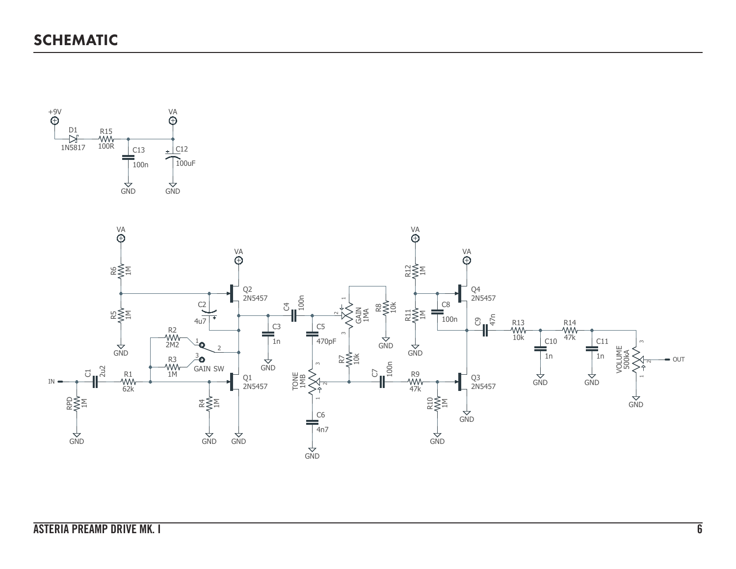# SCHEMATIC

+9V
D1
1N5817
R15
100R
C13
100n
VA
C12
100uF
GND
GND

VA
R6
1M
R5
1M
GND
VA
Q2
2N5457
C2
4u7
R2
2M2
R3
1M
GAIN SW
1
2
3
IN
C1
2u2
R1
62k
RPD
1M
GND
R4
1M
GND
Q1
2N5457
GND
C4
100n
C3
1n
GND
C5
470pF
TONE
1MB
C6
4n7
GND
GAIN
1MA
R8
10k
GND
R7
10k
C7
100n
R9
47k
R10
1M
GND
VA
R12
1M
R11
1M
GND
C8
100n
VA
Q4
2N5457
Q3
2N5457
GND
C9
47n
R13
10k
C10
1n
GND
R14
47k
C11
1n
GND
VOLUME
500kA
GND
OUT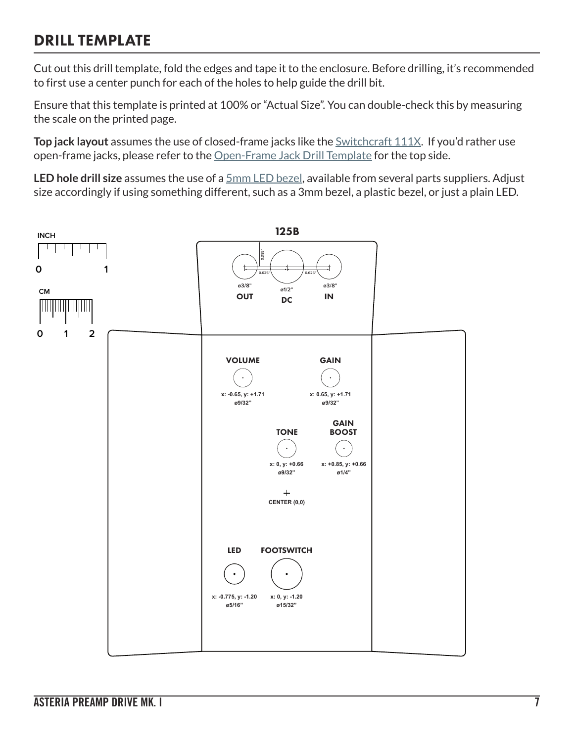## DRILL TEMPLATE

Cut out this drill template, fold the edges and tape it to the enclosure. Before drilling, it's recommended to first use a center punch for each of the holes to help guide the drill bit.

Ensure that this template is printed at 100% or "Actual Size". You can double-check this by measuring the scale on the printed page.

**Top jack layout** assumes the use of closed-frame jacks like the Switchcraft 111X. If you'd rather use open-frame jacks, please refer to the Open-Frame Jack Drill Template for the top side.

**LED hole drill size** assumes the use of a 5mm LED bezel, available from several parts suppliers. Adjust size accordingly if using something different, such as a 3mm bezel, a plastic bezel, or just a plain LED.

INCH
0 1

CM
0 1 2

125B

0.385"
0.625" 0.625"

ø3/8"
OUT

ø1/2"
DC

ø3/8"
IN

VOLUME
x: -0.65, y: +1.71
ø9/32"

GAIN
x: 0.65, y: +1.71
ø9/32"

TONE
x: 0, y: +0.66
ø9/32"

GAIN BOOST
x: +0.85, y: +0.66
ø1/4"

CENTER (0,0)

LED
x: -0.775, y: -1.20
ø5/16"

FOOTSWITCH
x: 0, y: -1.20
ø15/32"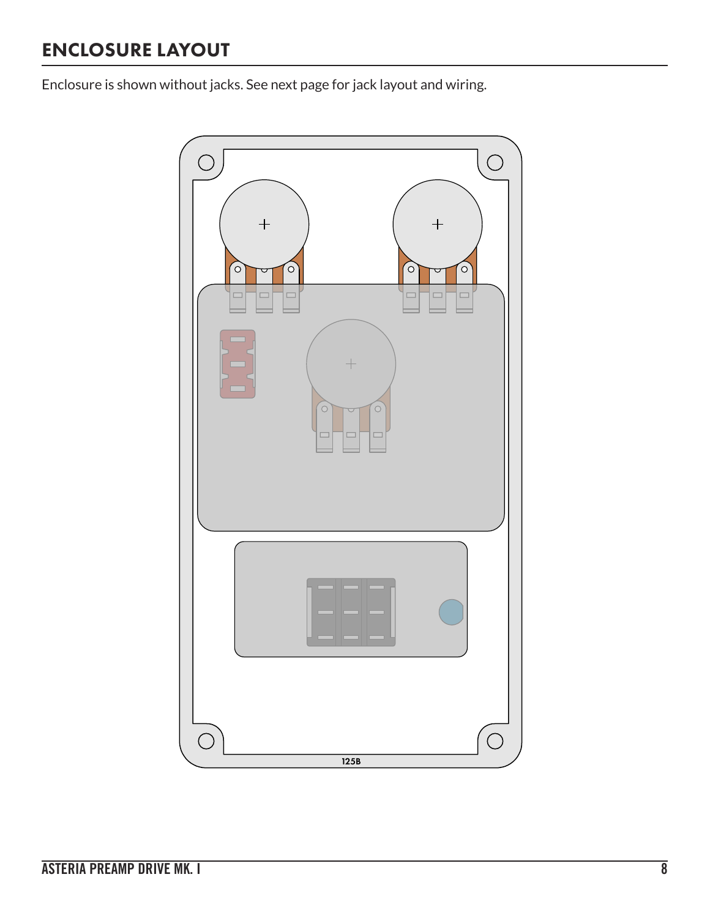## ENCLOSURE LAYOUT

Enclosure is shown without jacks. See next page for jack layout and wiring.

125B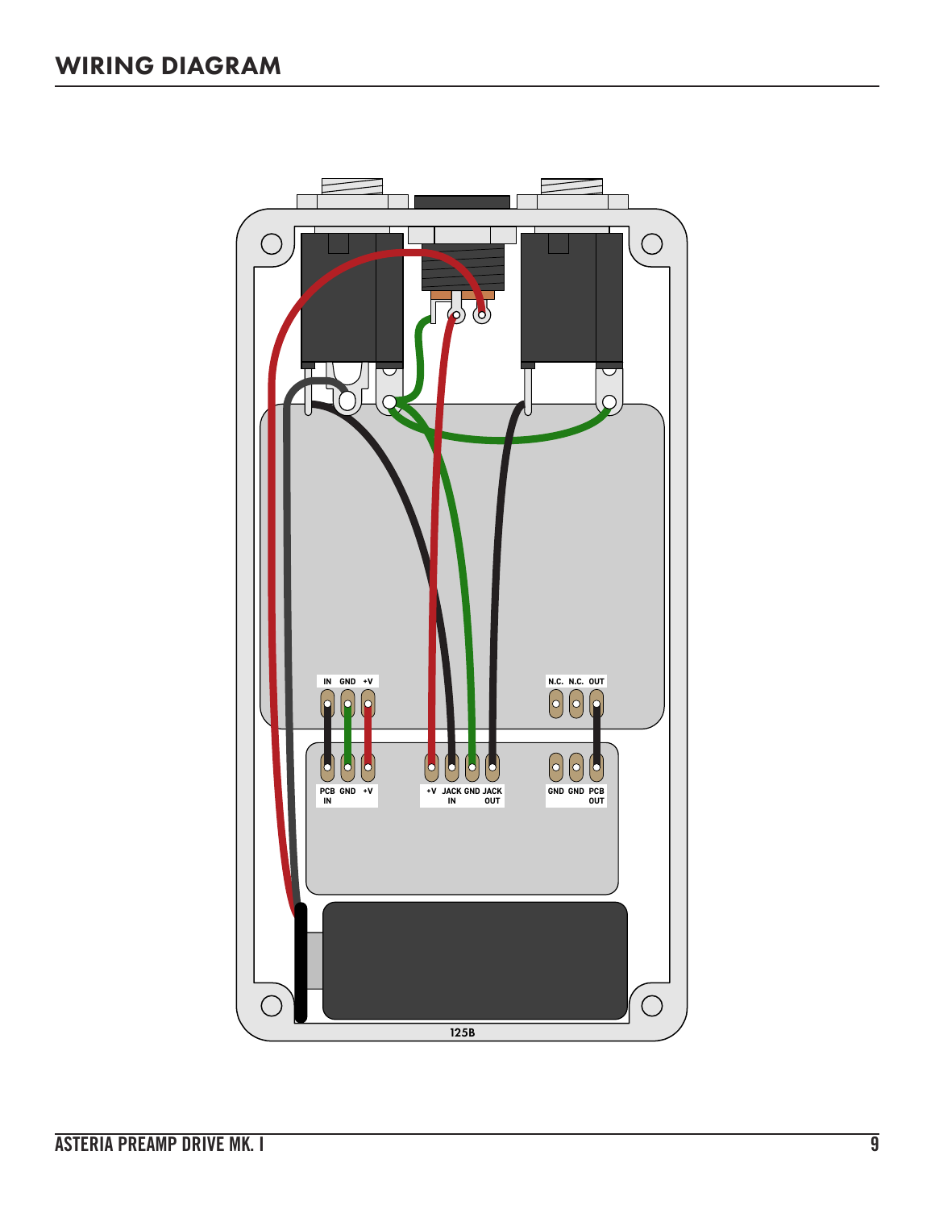# WIRING DIAGRAM

IN GND +V

N.C. N.C. OUT

PCB IN GND +V

+V JACK IN GND JACK OUT

GND GND PCB OUT

125B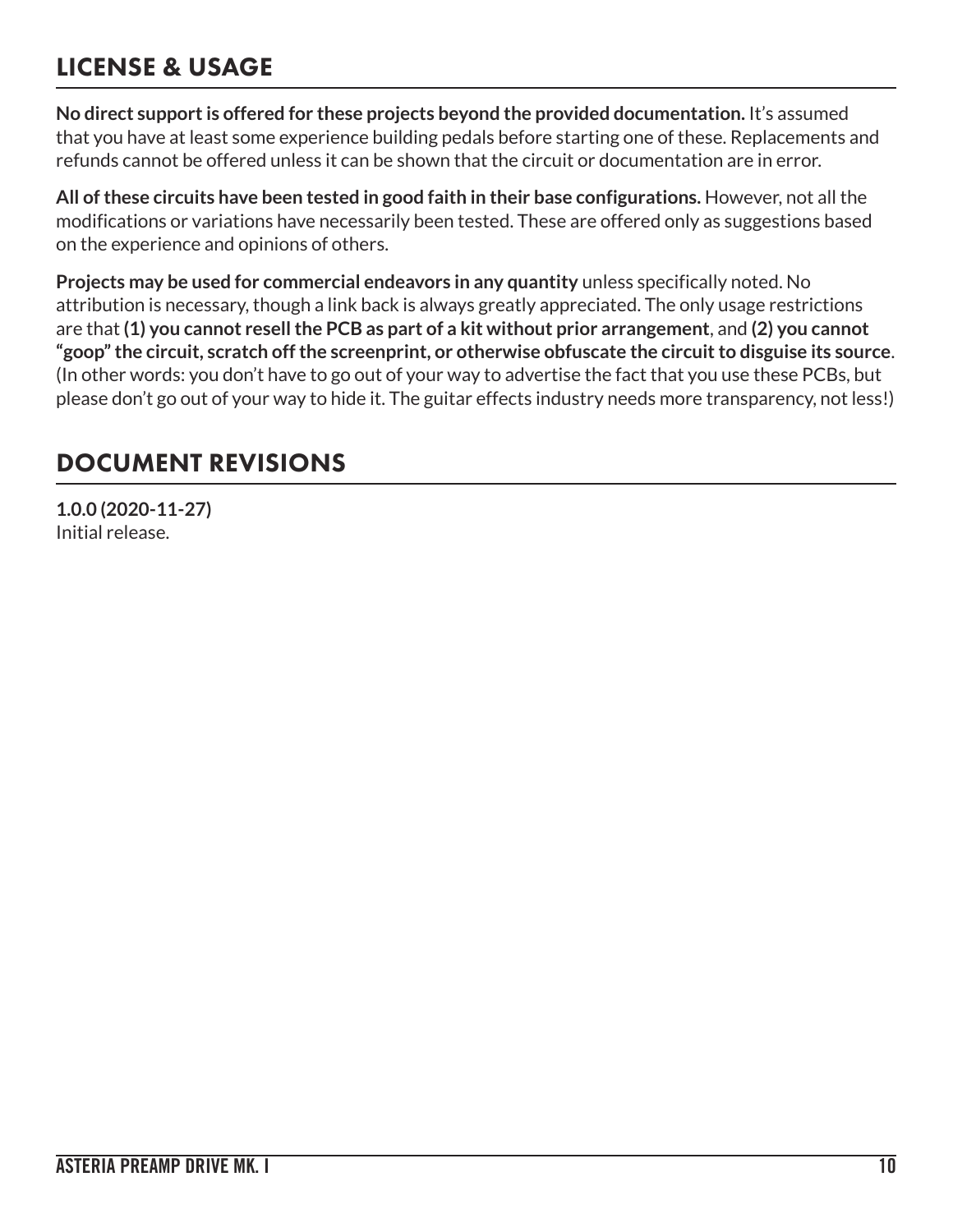## LICENSE & USAGE

**No direct support is offered for these projects beyond the provided documentation.** It's assumed that you have at least some experience building pedals before starting one of these. Replacements and refunds cannot be offered unless it can be shown that the circuit or documentation are in error.

**All of these circuits have been tested in good faith in their base configurations.** However, not all the modifications or variations have necessarily been tested. These are offered only as suggestions based on the experience and opinions of others.

**Projects may be used for commercial endeavors in any quantity** unless specifically noted. No attribution is necessary, though a link back is always greatly appreciated. The only usage restrictions are that **(1) you cannot resell the PCB as part of a kit without prior arrangement**, and **(2) you cannot "goop" the circuit, scratch off the screenprint, or otherwise obfuscate the circuit to disguise its source**. (In other words: you don't have to go out of your way to advertise the fact that you use these PCBs, but please don't go out of your way to hide it. The guitar effects industry needs more transparency, not less!)

## DOCUMENT REVISIONS

**1.0.0 (2020-11-27)**
Initial release.